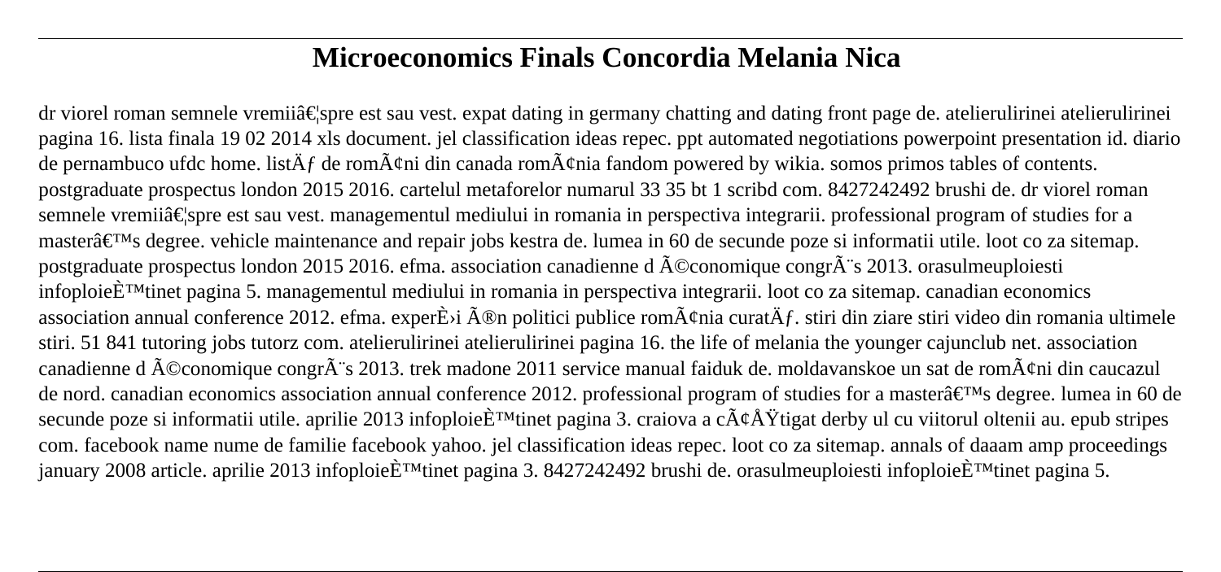# Microeconomics Finals Concordia Melania Nica

dr viorel roman semnele vremiiâ€¦spre est sau vest. expat dating in germany chatting and dating front page de. atelierulirinei atelierulirinei pagina 16. lista finala 19 02 2014 xls document. jel classification ideas repec. ppt automated negotiations powerpoint presentation id. diario de pernambuco ufdc home. listÄƒ de romÃ¢ni din canada romÃ¢nia fandom powered by wikia. somos primos tables of contents. postgraduate prospectus london 2015 2016. cartelul metaforelor numarul 33 35 bt 1 scribd com. 8427242492 brushi de. dr viorel roman semnele vremiiâ€¦spre est sau vest. managementul mediului in romania in perspectiva integrarii. professional program of studies for a masterâ€™s degree. vehicle maintenance and repair jobs kestra de. lumea in 60 de secunde poze si informatii utile. loot co za sitemap. postgraduate prospectus london 2015 2016. efma. association canadienne d Ã©conomique congrÃ¨s 2013. orasulmeuploiesti infoploieÈ™tinet pagina 5. managementul mediului in romania in perspectiva integrarii. loot co za sitemap. canadian economics association annual conference 2012. efma. experÈ›i Ã®n politici publice romÃ¢nia curatÄƒ. stiri din ziare stiri video din romania ultimele stiri. 51 841 tutoring jobs tutorz com. atelierulirinei atelierulirinei pagina 16. the life of melania the younger cajunclub net. association canadienne d Ã©conomique congrÃ¨s 2013. trek madone 2011 service manual faiduk de. moldavanskoe un sat de romÃ¢ni din caucazul de nord. canadian economics association annual conference 2012. professional program of studies for a masterâ€™s degree. lumea in 60 de secunde poze si informatii utile. aprilie 2013 infoploieÈ™tinet pagina 3. craiova a cÃ¢ÅŸtigat derby ul cu viitorul oltenii au. epub stripes com. facebook name nume de familie facebook yahoo. jel classification ideas repec. loot co za sitemap. annals of daaam amp proceedings january 2008 article. aprilie 2013 infoploieÈ™tinet pagina 3. 8427242492 brushi de. orasulmeuploiesti infoploieÈ™tinet pagina 5.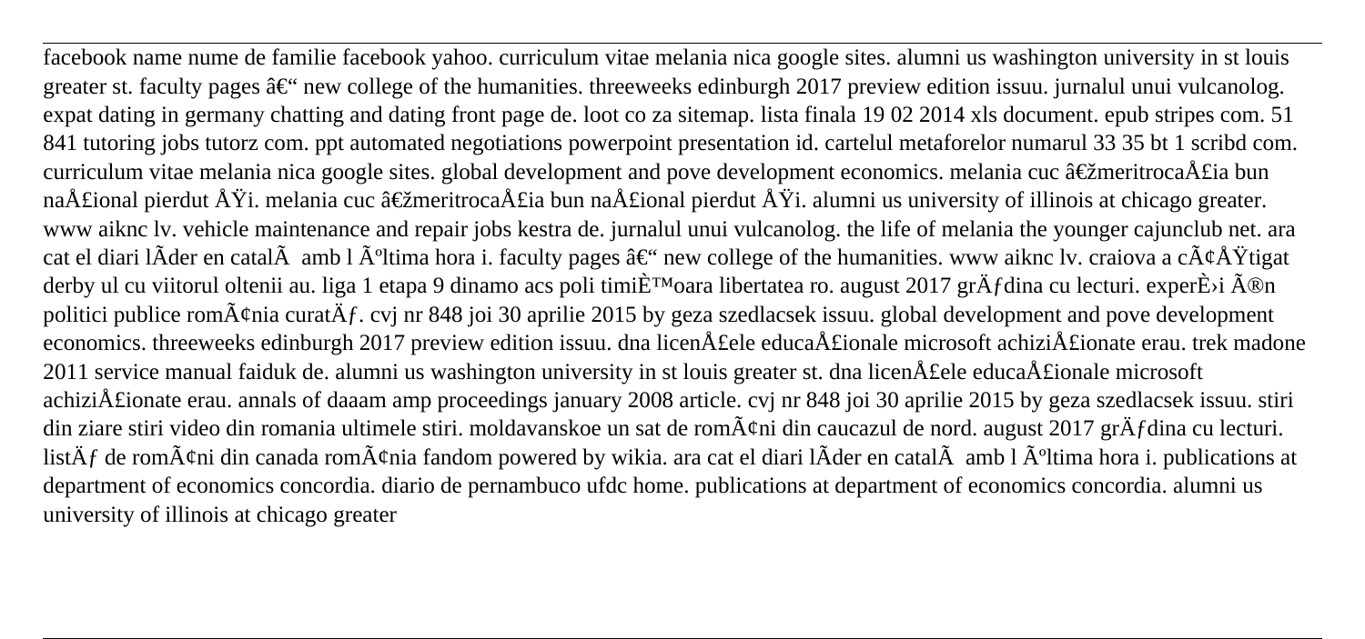facebook name nume de familie facebook yahoo. curriculum vitae melania nica google sites. alumni us washington university in st louis greater st. faculty pages â€" new college of the humanities. threeweeks edinburgh 2017 preview edition issuu. jurnalul unui vulcanolog. expat dating in germany chatting and dating front page de. loot co za sitemap. lista finala 19 02 2014 xls document. epub stripes com. 51 841 tutoring jobs tutorz com. ppt automated negotiations powerpoint presentation id. cartelul metaforelor numarul 33 35 bt 1 scribd com. curriculum vitae melania nica google sites. global development and pove development economics. melania cuc â€žmeritrocaÅ£ia bun naÅ£ional pierdut ÅŸi. melania cuc â€žmeritrocaÅ£ia bun naÅ£ional pierdut ÅŸi. alumni us university of illinois at chicago greater. www aiknc lv. vehicle maintenance and repair jobs kestra de. jurnalul unui vulcanolog. the life of melania the younger cajunclub net. ara cat el diari lÃder en catalÃ amb l Ãºltima hora i. faculty pages â€" new college of the humanities. www aiknc lv. craiova a cÃ¢ÅŸtigat derby ul cu viitorul olteniii au. liga 1 etapa 9 dinamo acs poli timiÈ™oara libertatea ro. august 2017 grÄƒdina cu lecturi. experÈ›i Ã®n politici publice romÃ¢nia curatÄƒ. cvj nr 848 joi 30 aprilie 2015 by geza szedlacsek issuu. global development and pove development economics. threeweeks edinburgh 2017 preview edition issuu. dna licenÅ£ele educaÅ£ionale microsoft achiziÅ£ionate erau. trek madone 2011 service manual faiduk de. alumni us washington university in st louis greater st. dna licenÅ£ele educaÅ£ionale microsoft achiziÅ£ionate erau. annals of daaam amp proceedings january 2008 article. cvj nr 848 joi 30 aprilie 2015 by geza szedlacsek issuu. stiri din ziare stiri video din romania ultimele stiri. moldavanskoe un sat de romÃ¢ni din caucazul de nord. august 2017 grÄƒdina cu lecturi. listÄƒ de romÃ¢ni din canada romÃ¢nia fandom powered by wikia. ara cat el diari lÃder en catalÃ amb l Ãºltima hora i. publications at department of economics concordia. diario de pernambuco ufdc home. publications at department of economics concordia. alumni us university of illinois at chicago greater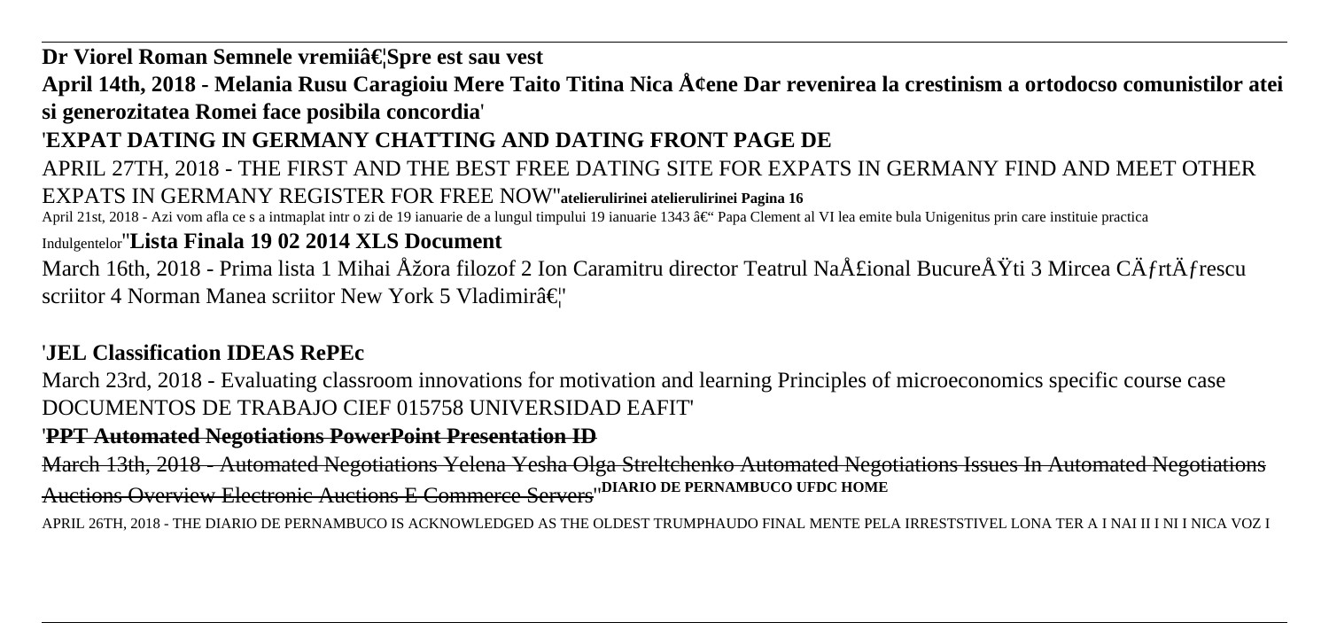**Dr Viorel Roman Semnele vremiiâ€¦Spre est sau vest**

**April 14th, 2018 - Melania Rusu Caragioiu Mere Taito Titina Nica Å¢ene Dar revenirea la crestinism a ortodocso comunistilor atei si generozitatea Romei face posibila concordia**'

'**EXPAT DATING IN GERMANY CHATTING AND DATING FRONT PAGE DE**

APRIL 27TH, 2018 - THE FIRST AND THE BEST FREE DATING SITE FOR EXPATS IN GERMANY FIND AND MEET OTHER EXPATS IN GERMANY REGISTER FOR FREE NOW''**atelierulirinei atelierulirinei Pagina 16**

April 21st, 2018 - Azi vom afla ce s a intmaplat intr o zi de 19 ianuarie de a lungul timpului 19 ianuarie 1343 â€" Papa Clement al VI lea emite bula Unigenitus prin care instituie practica Indulgentelor''**Lista Finala 19 02 2014 XLS Document**

March 16th, 2018 - Prima lista 1 Mihai Åžora filozof 2 Ion Caramitru director Teatrul NaÅ£ional BucureÅŸti 3 Mircea CÄƒrtÄƒrescu scriitor 4 Norman Manea scriitor New York 5 Vladimirâ€¦'

'**JEL Classification IDEAS RePEc**

March 23rd, 2018 - Evaluating classroom innovations for motivation and learning Principles of microeconomics specific course case DOCUMENTOS DE TRABAJO CIEF 015758 UNIVERSIDAD EAFIT'

'**PPT Automated Negotiations PowerPoint Presentation ID**

March 13th, 2018 - Automated Negotiations Yelena Yesha Olga Streltchenko Automated Negotiations Issues In Automated Negotiations Auctions Overview Electronic Auctions E Commerce Servers''**DIARIO DE PERNAMBUCO UFDC HOME**

APRIL 26TH, 2018 - THE DIARIO DE PERNAMBUCO IS ACKNOWLEDGED AS THE OLDEST TRUMPHAUDO FINAL MENTE PELA IRRESTSTIVEL LONA TER A I NAI II I NI I NICA VOZ I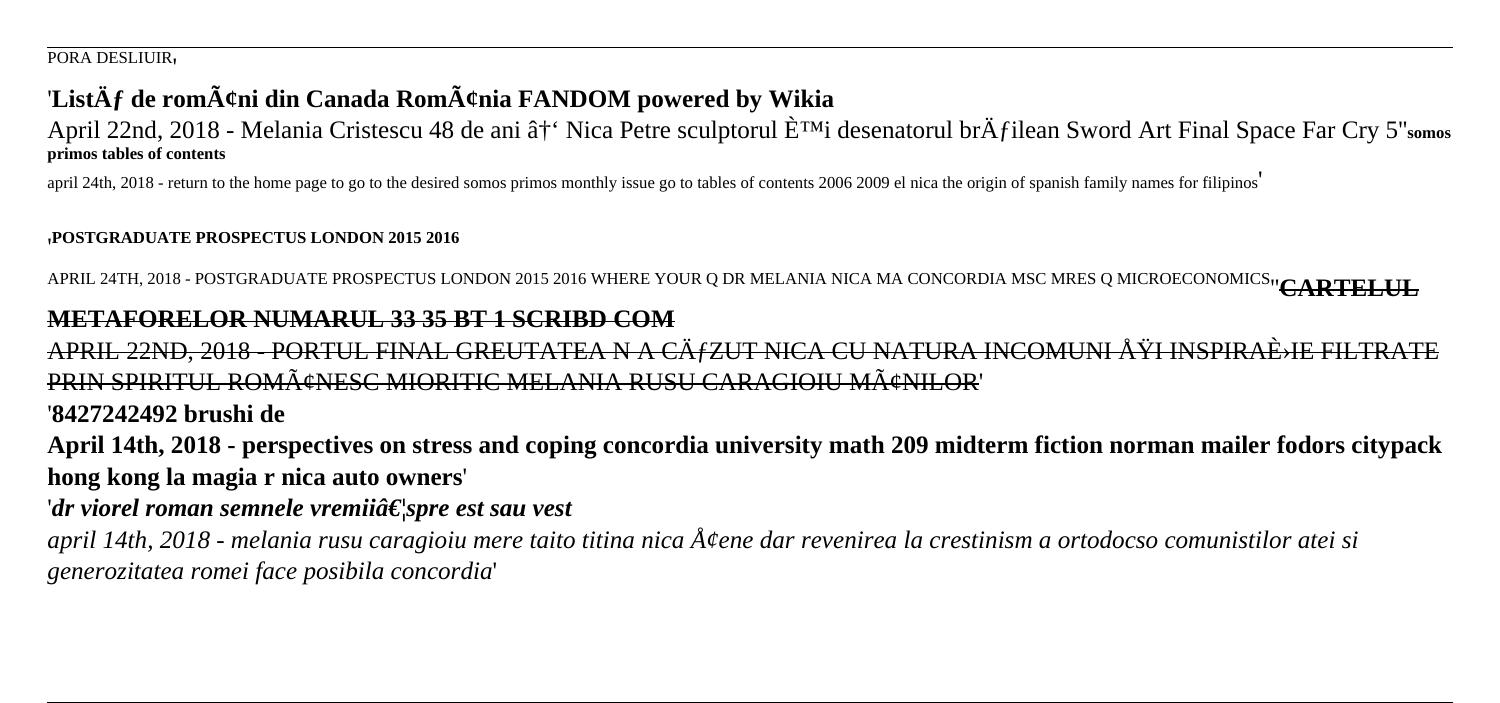PORA DESLIUIR'

## 'ListÄƒ de romÃ¢ni din Canada RomÃ¢nia FANDOM powered by Wikia

April 22nd, 2018 - Melania Cristescu 48 de ani â†' Nica Petre sculptorul È™i desenatorul brÄƒilean Sword Art Final Space Far Cry 5''**somos primos tables of contents**

april 24th, 2018 - return to the home page to go to the desired somos primos monthly issue go to tables of contents 2006 2009 el nica the origin of spanish family names for filipinos'

'**POSTGRADUATE PROSPECTUS LONDON 2015 2016**

APRIL 24TH, 2018 - POSTGRADUATE PROSPECTUS LONDON 2015 2016 WHERE YOUR Q DR MELANIA NICA MA CONCORDIA MSC MRES Q MICROECONOMICS''**CARTELUL METAFORELOR NUMARUL 33 35 BT 1 SCRIBD COM**

~~APRIL 22ND, 2018 - PORTUL FINAL GREUTATEA N A CÄƒZUT NICA CU NATURA INCOMUNI ÅŸI INSPIRAÈ›IE FILTRATE PRIN SPIRITUL ROMÃ¢NESC MIORITIC MELANIA RUSU CARAGIOIU MÃ¢NILOR~~'

'**8427242492 brushi de**

**April 14th, 2018 - perspectives on stress and coping concordia university math 209 midterm fiction norman mailer fodors citypack hong kong la magia r nica auto owners**'

'***dr viorel roman semnele vremiiâ€¦spre est sau vest***

*april 14th, 2018 - melania rusu caragioiu mere taito titina nica Å¢ene dar revenirea la crestinism a ortodocso comunistilor atei si generozitatea romei face posibila concordia*'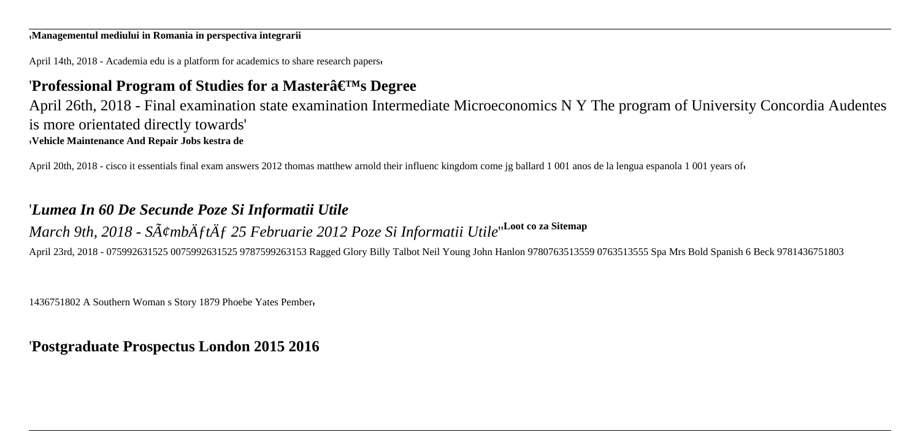'**Managementul mediului in Romania in perspectiva integrarii**

April 14th, 2018 - Academia edu is a platform for academics to share research papers'

## 'Professional Program of Studies for a Masterâ€™s Degree

April 26th, 2018 - Final examination state examination Intermediate Microeconomics N Y The program of University Concordia Audentes is more orientated directly towards'

'**Vehicle Maintenance And Repair Jobs kestra de**

April 20th, 2018 - cisco it essentials final exam answers 2012 thomas matthew arnold their influenc kingdom come jg ballard 1 001 anos de la lengua espanola 1 001 years of'

## '*Lumea In 60 De Secunde Poze Si Informatii Utile*

*March 9th, 2018 - SÃ¢mbÄƒtÄƒ 25 Februarie 2012 Poze Si Informatii Utile*''**Loot co za Sitemap**

April 23rd, 2018 - 075992631525 0075992631525 9787599263153 Ragged Glory Billy Talbot Neil Young John Hanlon 9780763513559 0763513555 Spa Mrs Bold Spanish 6 Beck 9781436751803

1436751802 A Southern Woman s Story 1879 Phoebe Yates Pember'

## 'Postgraduate Prospectus London 2015 2016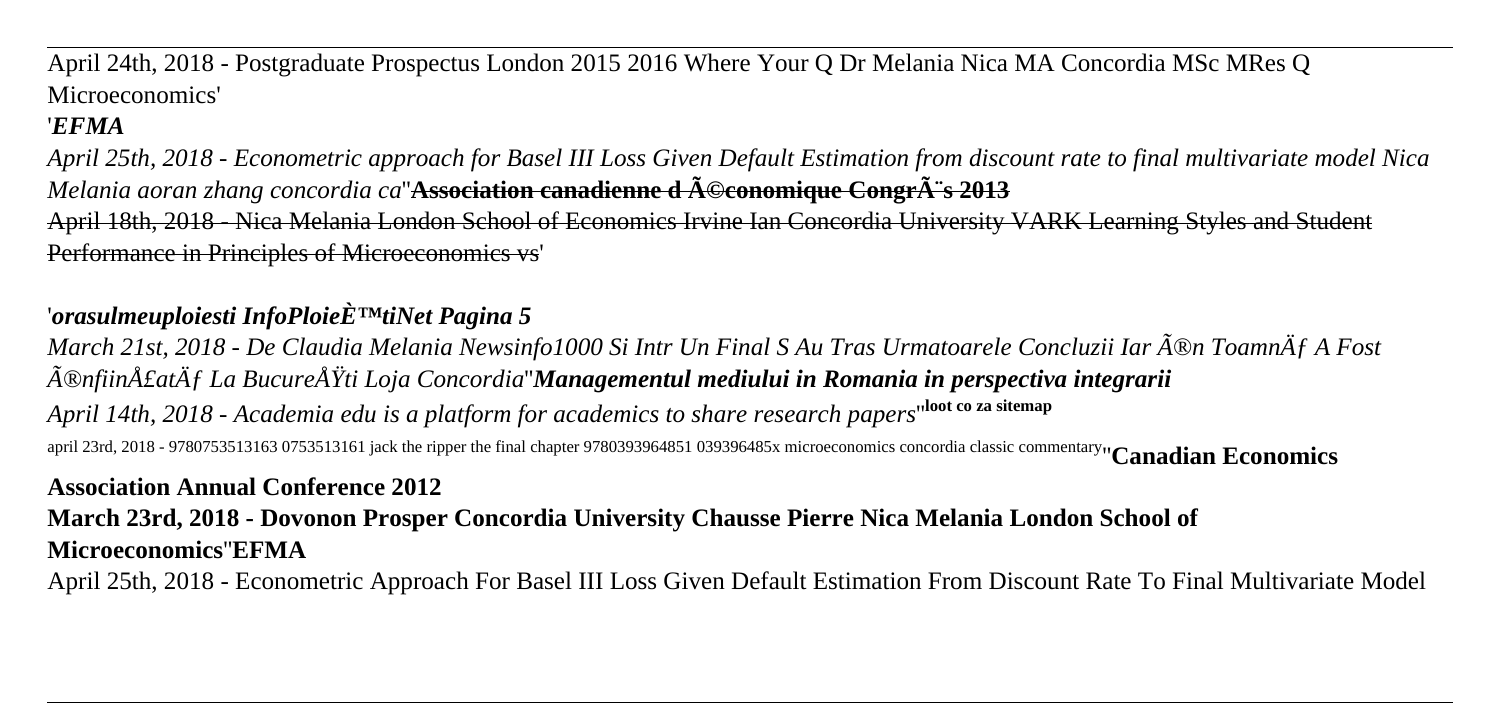April 24th, 2018 - Postgraduate Prospectus London 2015 2016 Where Your Q Dr Melania Nica MA Concordia MSc MRes Q Microeconomics'

'*EFMA*

*April 25th, 2018 - Econometric approach for Basel III Loss Given Default Estimation from discount rate to final multivariate model Nica Melania aoran zhang concordia ca*''~~**Association canadienne d Ã©conomique CongrÃ¨s 2013**~~

~~April 18th, 2018 - Nica Melania London School of Economics Irvine Ian Concordia University VARK Learning Styles and Student Performance in Principles of Microeconomics vs~~'

'***orasulmeuploiesti InfoPloieÈ™tiNet Pagina 5***

*March 21st, 2018 - De Claudia Melania Newsinfo1000 Si Intr Un Final S Au Tras Urmatoarele Concluzii Iar Ã®n ToamnÄƒ A Fost Ã®nfiinÅ£atÄƒ La BucureÅŸti Loja Concordia*''***Managementul mediului in Romania in perspectiva integrarii***

*April 14th, 2018 - Academia edu is a platform for academics to share research papers*''**loot co za sitemap**

april 23rd, 2018 - 9780753513163 0753513161 jack the ripper the final chapter 9780393964851 039396485x microeconomics concordia classic commentary''**Canadian Economics Association Annual Conference 2012**

**March 23rd, 2018 - Dovonon Prosper Concordia University Chausse Pierre Nica Melania London School of Microeconomics**''**EFMA**

April 25th, 2018 - Econometric Approach For Basel III Loss Given Default Estimation From Discount Rate To Final Multivariate Model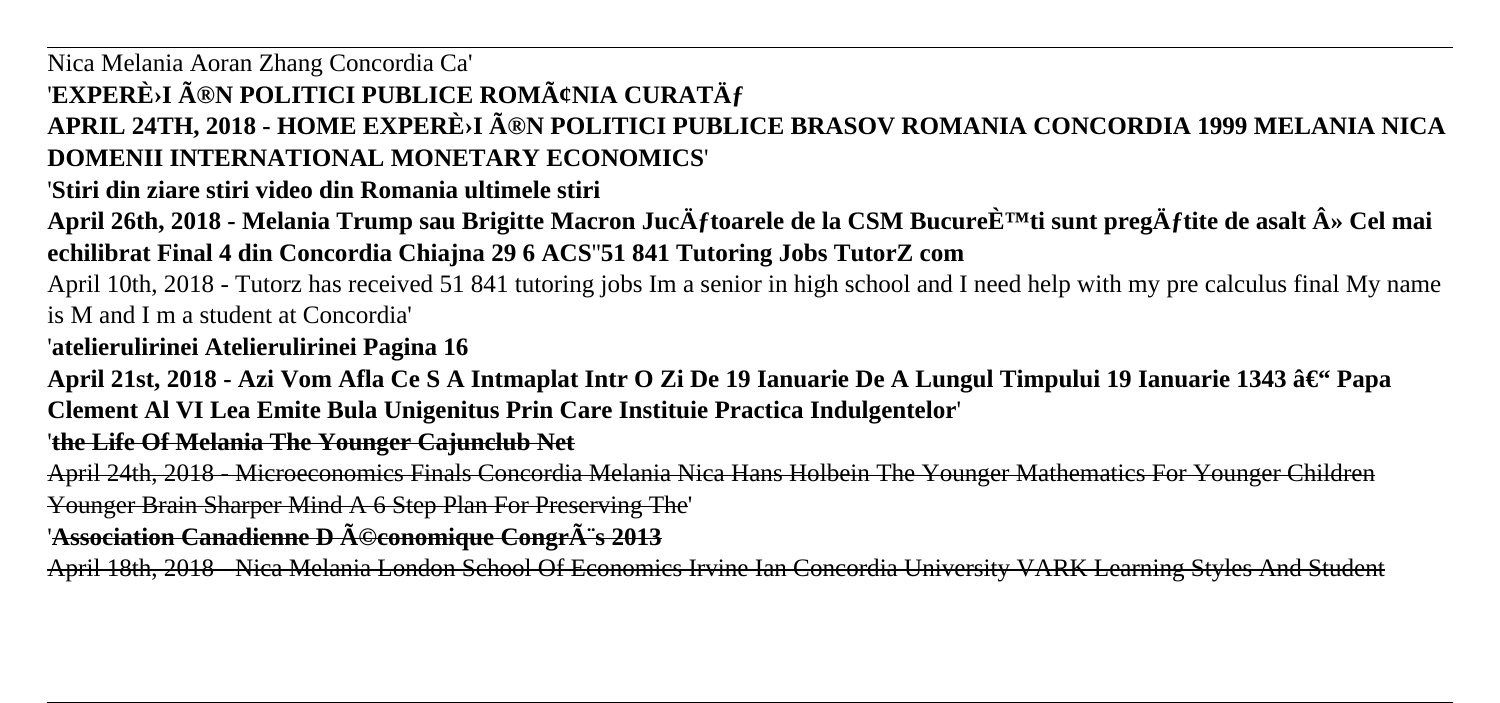Nica Melania Aoran Zhang Concordia Ca'

'**EXPERÈ›I Ã®N POLITICI PUBLICE ROMÃ¢NIA CURATÄƒ**

**APRIL 24TH, 2018 - HOME EXPERÈ›I Ã®N POLITICI PUBLICE BRASOV ROMANIA CONCORDIA 1999 MELANIA NICA DOMENII INTERNATIONAL MONETARY ECONOMICS**'

'**Stiri din ziare stiri video din Romania ultimele stiri**

**April 26th, 2018 - Melania Trump sau Brigitte Macron JucÄƒtoarele de la CSM BucureÈ™ti sunt pregÄƒtite de asalt Â» Cel mai echilibrat Final 4 din Concordia Chiajna 29 6 ACS**''**51 841 Tutoring Jobs TutorZ com**

April 10th, 2018 - Tutorz has received 51 841 tutoring jobs Im a senior in high school and I need help with my pre calculus final My name is M and I m a student at Concordia'

'**atelierulirinei Atelierulirinei Pagina 16**

**April 21st, 2018 - Azi Vom Afla Ce S A Intmaplat Intr O Zi De 19 Ianuarie De A Lungul Timpului 19 Ianuarie 1343 â€" Papa Clement Al VI Lea Emite Bula Unigenitus Prin Care Instituie Practica Indulgentelor**'

'~~**the Life Of Melania The Younger Cajunclub Net**~~

~~April 24th, 2018 - Microeconomics Finals Concordia Melania Nica Hans Holbein The Younger Mathematics For Younger Children Younger Brain Sharper Mind A 6 Step Plan For Preserving The~~'

'~~**Association Canadienne D Ã©conomique CongrÃ¨s 2013**~~

~~April 18th, 2018 - Nica Melania London School Of Economics Irvine Ian Concordia University VARK Learning Styles And Student~~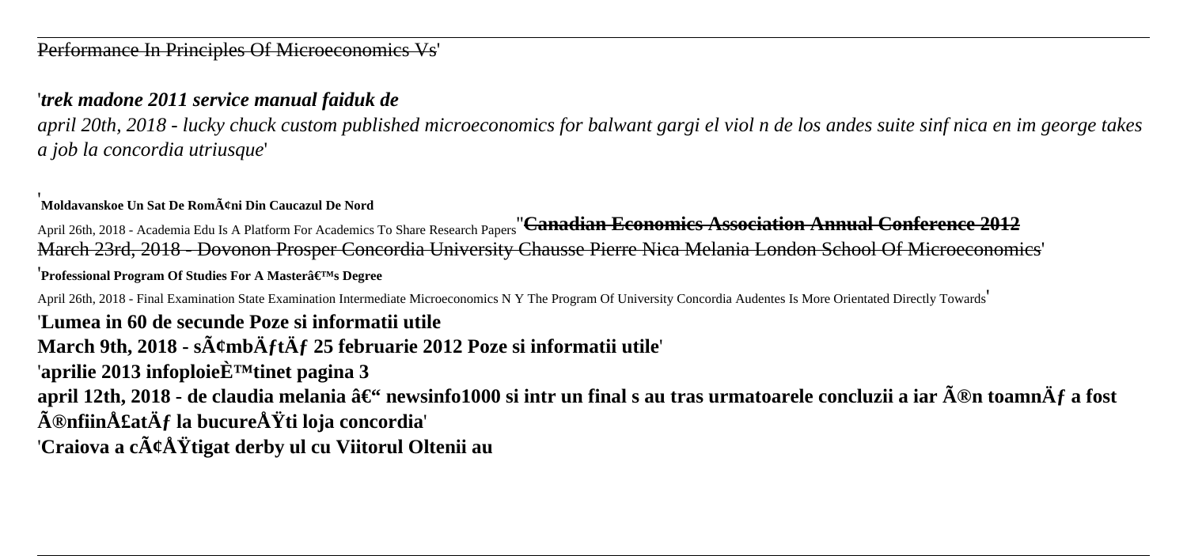Performance In Principles Of Microeconomics Vs'

'*trek madone 2011 service manual faiduk de*

*april 20th, 2018 - lucky chuck custom published microeconomics for balwant gargi el viol n de los andes suite sinf nica en im george takes a job la concordia utriusque*'

'**Moldavanskoe Un Sat De RomÃ¢ni Din Caucazul De Nord**

April 26th, 2018 - Academia Edu Is A Platform For Academics To Share Research Papers''**Canadian Economics Association Annual Conference 2012**

March 23rd, 2018 - Dovonon Prosper Concordia University Chausse Pierre Nica Melania London School Of Microeconomics'

'**Professional Program Of Studies For A Masterâ€™s Degree**

April 26th, 2018 - Final Examination State Examination Intermediate Microeconomics N Y The Program Of University Concordia Audentes Is More Orientated Directly Towards'

'**Lumea in 60 de secunde Poze si informatii utile**

**March 9th, 2018 - sÃ¢mbÄƒtÄƒ 25 februarie 2012 Poze si informatii utile**'

'**aprilie 2013 infoploieÈ™tinet pagina 3**

**april 12th, 2018 - de claudia melania â€“ newsinfo1000 si intr un final s au tras urmatoarele concluzii a iar Ã®n toamnÄƒ a fost Ã®nfiinÅ£atÄƒ la bucureÅŸti loja concordia**'

'**Craiova a cÃ¢ÅŸtigat derby ul cu Viitorul Oltenii au**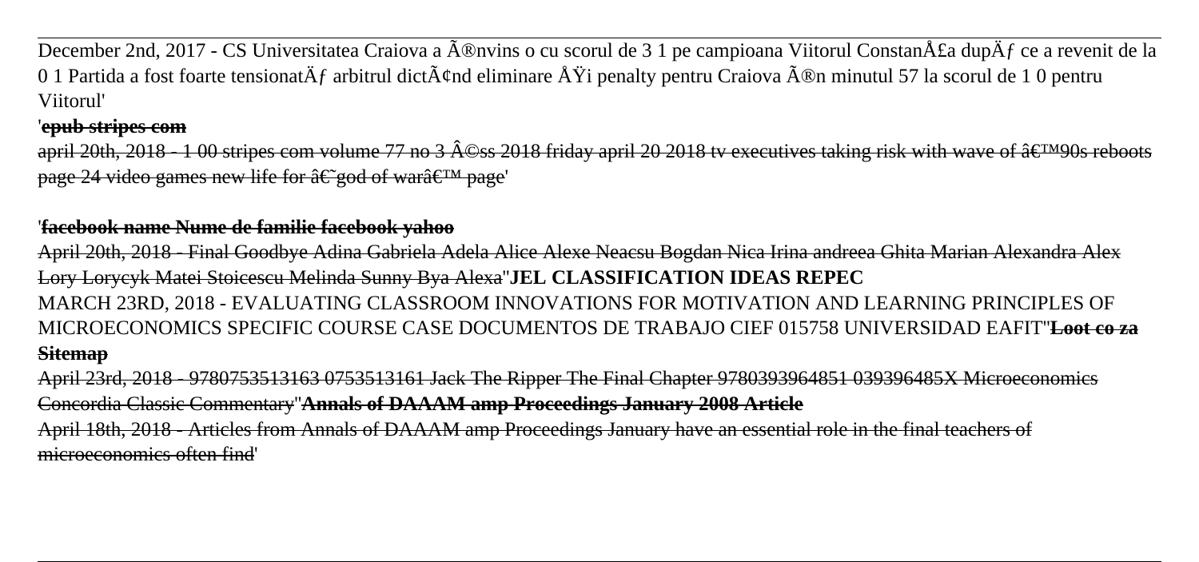December 2nd, 2017 - CS Universitatea Craiova a Ã®nvins o cu scorul de 3 1 pe campioana Viitorul ConstanÅ£a dupÄƒ ce a revenit de la 0 1 Partida a fost foarte tensionatÄƒ arbitrul dictÃ¢nd eliminare ÅŸi penalty pentru Craiova Ã®n minutul 57 la scorul de 1 0 pentru Viitorul'

'**epub stripes com**

april 20th, 2018 - 1 00 stripes com volume 77 no 3 Â©ss 2018 friday april 20 2018 tv executives taking risk with wave of â€™90s reboots page 24 video games new life for â€˜god of warâ€™ page'

'**facebook name Nume de familie facebook yahoo**

April 20th, 2018 - Final Goodbye Adina Gabriela Adela Alice Alexe Neacsu Bogdan Nica Irina andreea Ghita Marian Alexandra Alex Lory Lorycyk Matei Stoicescu Melinda Sunny Bya Alexa''**JEL CLASSIFICATION IDEAS REPEC**

MARCH 23RD, 2018 - EVALUATING CLASSROOM INNOVATIONS FOR MOTIVATION AND LEARNING PRINCIPLES OF MICROECONOMICS SPECIFIC COURSE CASE DOCUMENTOS DE TRABAJO CIEF 015758 UNIVERSIDAD EAFIT''**Loot co za Sitemap**

April 23rd, 2018 - 9780753513163 0753513161 Jack The Ripper The Final Chapter 9780393964851 039396485X Microeconomics Concordia Classic Commentary''**Annals of DAAAM amp Proceedings January 2008 Article**

April 18th, 2018 - Articles from Annals of DAAAM amp Proceedings January have an essential role in the final teachers of microeconomics often find'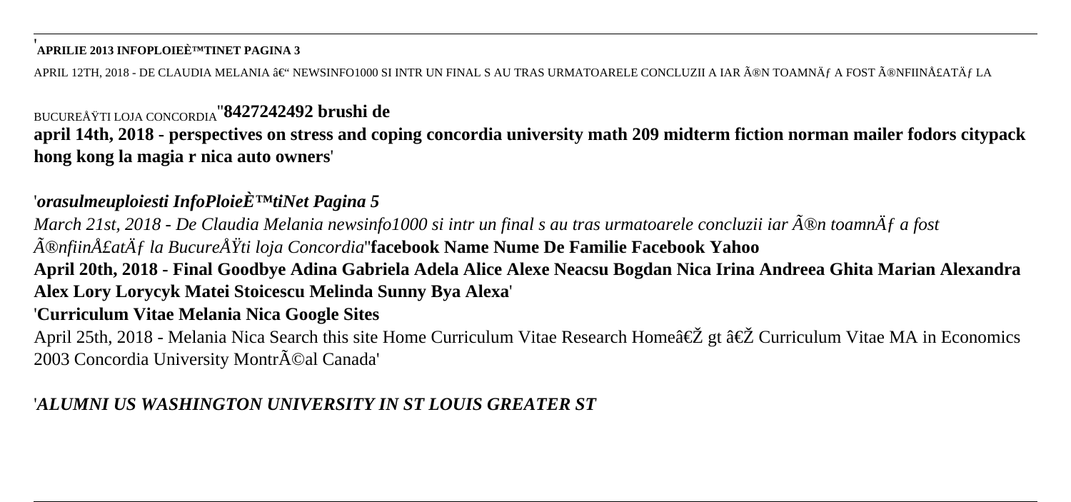'**APRILIE 2013 INFOPLOIEÈ™TINET PAGINA 3**

APRIL 12TH, 2018 - DE CLAUDIA MELANIA â€" NEWSINFO1000 SI INTR UN FINAL S AU TRAS URMATOARELE CONCLUZII A IAR Ã®N TOAMNÄƒ A FOST Ã®NFIINÅ£ATÄƒ LA BUCUREÅŸTI LOJA CONCORDIA''**8427242492 brushi de**

**april 14th, 2018 - perspectives on stress and coping concordia university math 209 midterm fiction norman mailer fodors citypack hong kong la magia r nica auto owners**'

'***orasulmeuploiesti InfoPloieÈ™tiNet Pagina 5***

*March 21st, 2018 - De Claudia Melania newsinfo1000 si intr un final s au tras urmatoarele concluzii iar Ã®n toamnÄƒ a fost Ã®nfiinÅ£atÄƒ la BucureÅŸti loja Concordia*''**facebook Name Nume De Familie Facebook Yahoo**

**April 20th, 2018 - Final Goodbye Adina Gabriela Adela Alice Alexe Neacsu Bogdan Nica Irina Andreea Ghita Marian Alexandra Alex Lory Lorycyk Matei Stoicescu Melinda Sunny Bya Alexa**'

'**Curriculum Vitae Melania Nica Google Sites**

April 25th, 2018 - Melania Nica Search this site Home Curriculum Vitae Research Homeâ€Ž gt â€Ž Curriculum Vitae MA in Economics 2003 Concordia University MontrÃ©al Canada'

'***ALUMNI US WASHINGTON UNIVERSITY IN ST LOUIS GREATER ST***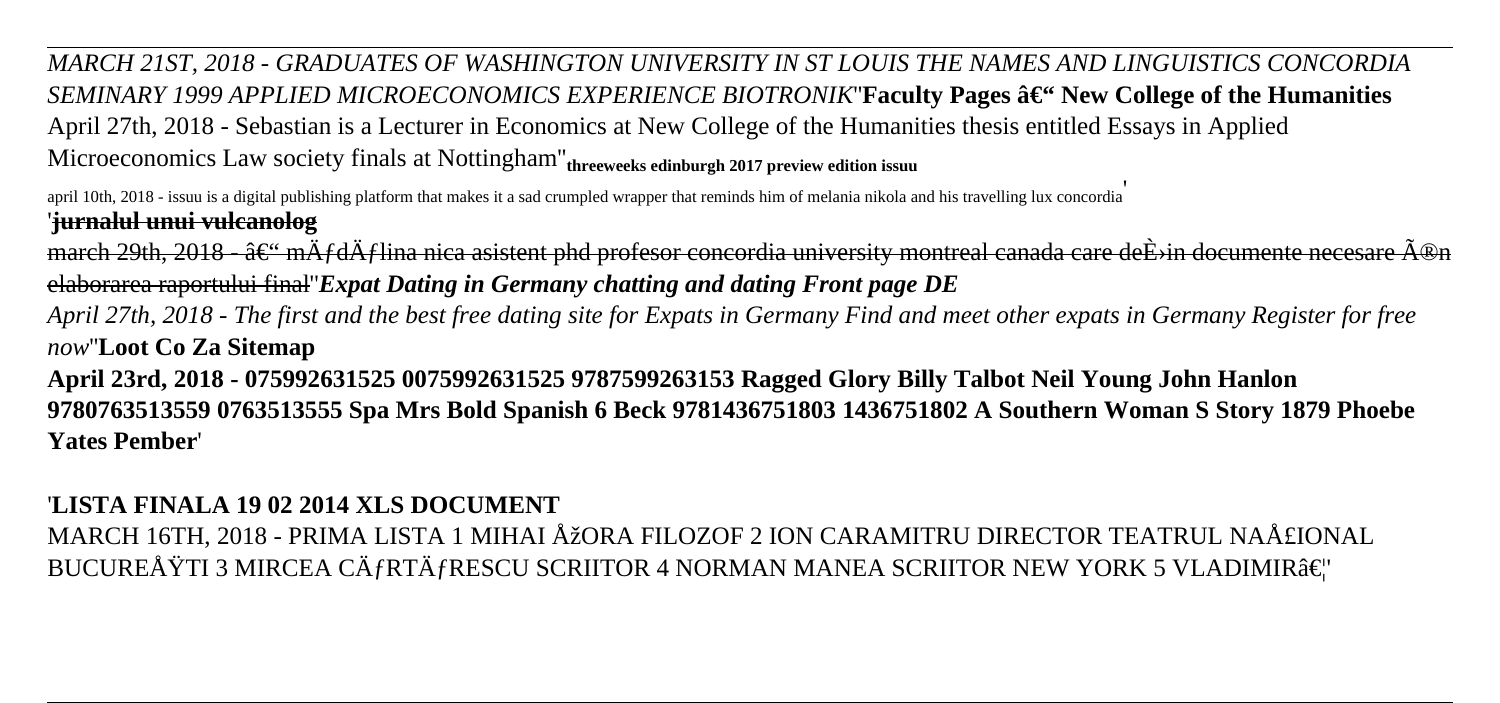*MARCH 21ST, 2018 - GRADUATES OF WASHINGTON UNIVERSITY IN ST LOUIS THE NAMES AND LINGUISTICS CONCORDIA SEMINARY 1999 APPLIED MICROECONOMICS EXPERIENCE BIOTRONIK*''**Faculty Pages â€“ New College of the Humanities**
April 27th, 2018 - Sebastian is a Lecturer in Economics at New College of the Humanities thesis entitled Essays in Applied Microeconomics Law society finals at Nottingham''**threeweeks edinburgh 2017 preview edition issuu**

april 10th, 2018 - issuu is a digital publishing platform that makes it a sad crumpled wrapper that reminds him of melania nikola and his travelling lux concordia'
'**jurnalul unui vulcanolog**
~~march 29th, 2018 - â€“ mÄƒdÄƒlina nica asistent phd profesor concordia university montreal canada care deÈ›in documente necesare Ã®n elaborarea raportului final~~''*Expat Dating in Germany chatting and dating Front page DE*
*April 27th, 2018 - The first and the best free dating site for Expats in Germany Find and meet other expats in Germany Register for free now*''**Loot Co Za Sitemap**
**April 23rd, 2018 - 075992631525 0075992631525 9787599263153 Ragged Glory Billy Talbot Neil Young John Hanlon 9780763513559 0763513555 Spa Mrs Bold Spanish 6 Beck 9781436751803 1436751802 A Southern Woman S Story 1879 Phoebe Yates Pember**'

'**LISTA FINALA 19 02 2014 XLS DOCUMENT**
MARCH 16TH, 2018 - PRIMA LISTA 1 MIHAI ÅžORA FILOZOF 2 ION CARAMITRU DIRECTOR TEATRUL NAÅ£IONAL BUCUREÅŸTI 3 MIRCEA CÄƒRTÄƒRESCU SCRIITOR 4 NORMAN MANEA SCRIITOR NEW YORK 5 VLADIMIRâ€¦'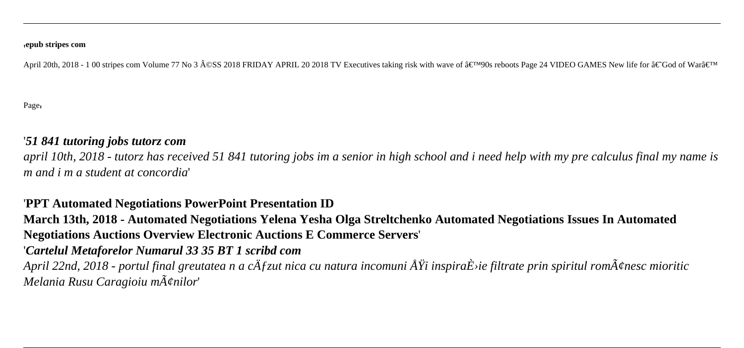'**epub stripes com**

April 20th, 2018 - 1 00 stripes com Volume 77 No 3 Â©SS 2018 FRIDAY APRIL 20 2018 TV Executives taking risk with wave of â€™90s reboots Page 24 VIDEO GAMES New life for â€˜God of Warâ€™ Page'

'***51 841 tutoring jobs tutorz com***

*april 10th, 2018 - tutorz has received 51 841 tutoring jobs im a senior in high school and i need help with my pre calculus final my name is m and i m a student at concordia*'

'**PPT Automated Negotiations PowerPoint Presentation ID**

**March 13th, 2018 - Automated Negotiations Yelena Yesha Olga Streltchenko Automated Negotiations Issues In Automated Negotiations Auctions Overview Electronic Auctions E Commerce Servers**'

'***Cartelul Metaforelor Numarul 33 35 BT 1 scribd com***

*April 22nd, 2018 - portul final greutatea n a cÄƒzut nica cu natura incomuni ÅŸi inspiraÈ›ie filtrate prin spiritul romÃ¢nesc mioritic Melania Rusu Caragioiu mÃ¢nilor*'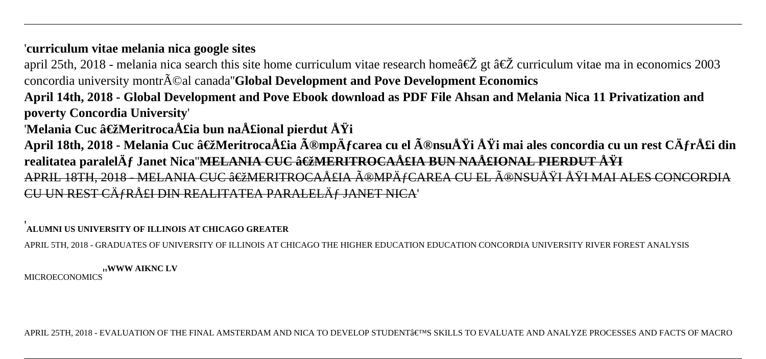'**curriculum vitae melania nica google sites**

april 25th, 2018 - melania nica search this site home curriculum vitae research home‎ gt ‎ curriculum vitae ma in economics 2003 concordia university montréal canada''**Global Development and Pove Development Economics**

**April 14th, 2018 - Global Development and Pove Ebook download as PDF File Ahsan and Melania Nica 11 Privatization and poverty Concordia University**'

'**Melania Cuc „Meritrocaţia bun naţional pierdut şi**

**April 18th, 2018 - Melania Cuc „Meritrocaţia împăcarea cu el însuşi şi mai ales concordia cu un rest Cărţi din realitatea paralelă Janet Nica**''~~**MELANIA CUC „MERITROCAŢIA BUN NAŢIONAL PIERDUT ŞI**~~

~~APRIL 18TH, 2018 - MELANIA CUC „MERITROCAŢIA ÎMPĂCAREA CU EL ÎNSUŞI ŞI MAI ALES CONCORDIA CU UN REST CĂRŢI DIN REALITATEA PARALELĂ JANET NICA~~'

'**ALUMNI US UNIVERSITY OF ILLINOIS AT CHICAGO GREATER**

APRIL 5TH, 2018 - GRADUATES OF UNIVERSITY OF ILLINOIS AT CHICAGO THE HIGHER EDUCATION EDUCATION CONCORDIA UNIVERSITY RIVER FOREST ANALYSIS MICROECONOMICS''**WWW AIKNC LV**

APRIL 25TH, 2018 - EVALUATION OF THE FINAL AMSTERDAM AND NICA TO DEVELOP STUDENT'S SKILLS TO EVALUATE AND ANALYZE PROCESSES AND FACTS OF MACRO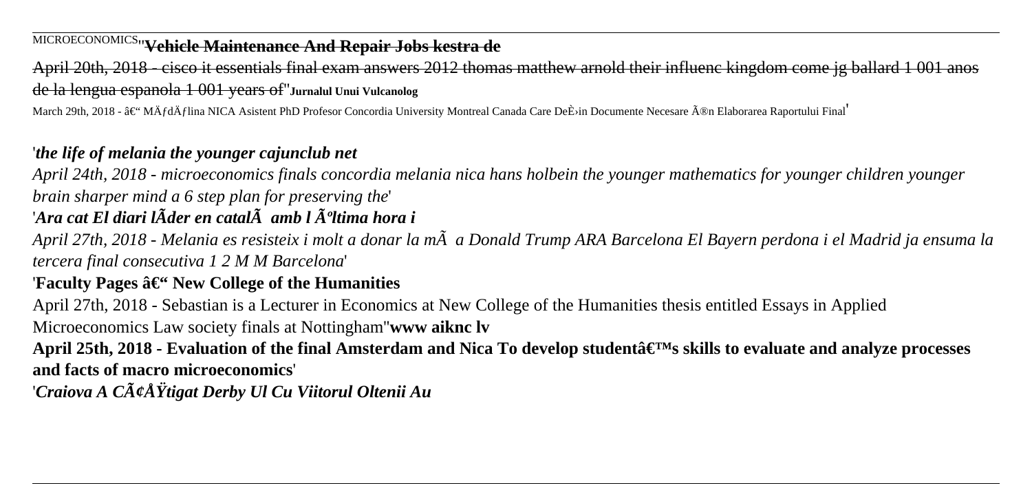MICROECONOMICS''**Vehicle Maintenance And Repair Jobs kestra de**

April 20th, 2018 - cisco it essentials final exam answers 2012 thomas matthew arnold their influenc kingdom come jg ballard 1 001 anos de la lengua espanola 1 001 years of''**Jurnalul Unui Vulcanolog**

March 29th, 2018 - â€“ MÄƒdÄƒlina NICA Asistent PhD Profesor Concordia University Montreal Canada Care DeÈ›in Documente Necesare Ã®n Elaborarea Raportului Final'

'*the life of melania the younger cajunclub net*

*April 24th, 2018 - microeconomics finals concordia melania nica hans holbein the younger mathematics for younger children younger brain sharper mind a 6 step plan for preserving the*'

'*Ara cat El diari lÃder en catalÃ amb l Ãºltima hora i*

*April 27th, 2018 - Melania es resisteix i molt a donar la mÃ a Donald Trump ARA Barcelona El Bayern perdona i el Madrid ja ensuma la tercera final consecutiva 1 2 M M Barcelona*'

'**Faculty Pages â€“ New College of the Humanities**

April 27th, 2018 - Sebastian is a Lecturer in Economics at New College of the Humanities thesis entitled Essays in Applied Microeconomics Law society finals at Nottingham''**www aiknc lv**

**April 25th, 2018 - Evaluation of the final Amsterdam and Nica To develop studentâ€™s skills to evaluate and analyze processes and facts of macro microeconomics**'

'***Craiova A CÃ¢ÅŸtigat Derby Ul Cu Viitorul Oltenii Au***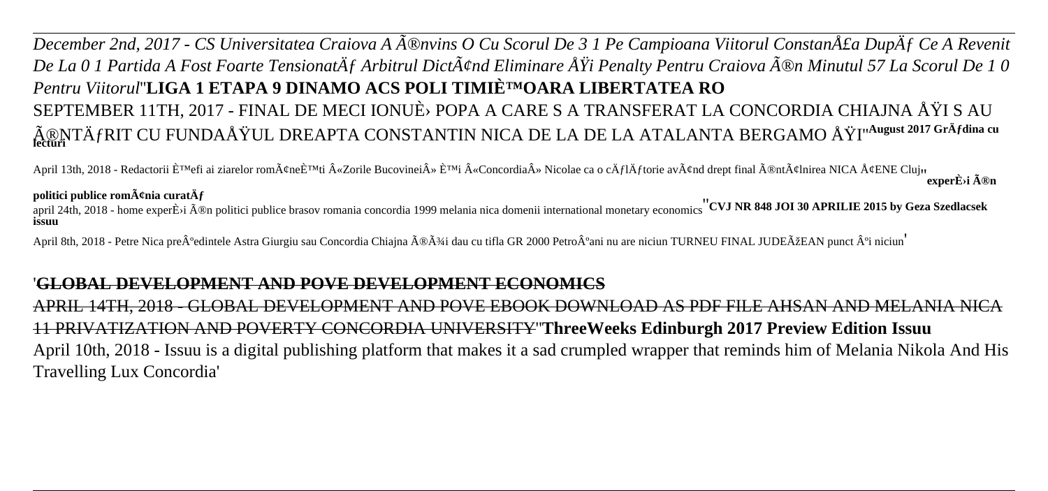*December 2nd, 2017 - CS Universitatea Craiova A Ã®nvins O Cu Scorul De 3 1 Pe Campioana Viitorul ConstanÅ£a DupÄƒ Ce A Revenit De La 0 1 Partida A Fost Foarte TensionatÄƒ Arbitrul DictÃ¢nd Eliminare ÅŸi Penalty Pentru Craiova Ã®n Minutul 57 La Scorul De 1 0 Pentru Viitorul*''**LIGA 1 ETAPA 9 DINAMO ACS POLI TIMIÈ™OARA LIBERTATEA RO**

SEPTEMBER 11TH, 2017 - FINAL DE MECI IONUÈ› POPA A CARE S A TRANSFERAT LA CONCORDIA CHIAJNA ÅŸI S AU Ã®NTÄƒRIT CU FUNDAÅŸUL DREAPTA CONSTANTIN NICA DE LA DE LA ATALANTA BERGAMO ÅŸI''**August 2017 GrÄƒdina cu lecturi**

April 13th, 2018 - Redactorii È™efi ai ziarelor romÃ¢neÈ™ti Â«Zorile BucovineiÂ» È™i Â«ConcordiaÂ» Nicolae ca o cÄƒlÄƒtorie avÃ¢nd drept final Ã®ntÃ¢lnirea NICA Å¢ENE Cluj''**experÈ›i Ã®n politici publice romÃ¢nia curatÄƒ**

april 24th, 2018 - home experÈ›i Ã®n politici publice brasov romania concordia 1999 melania nica domenii international monetary economics''**CVJ NR 848 JOI 30 APRILIE 2015 by Geza Szedlacsek issuu**

April 8th, 2018 - Petre Nica preÂºedintele Astra Giurgiu sau Concordia Chiajna Ã®Ã¾i dau cu tifla GR 2000 PetroÂºani nu are niciun TURNEU FINAL JUDEÃžEAN punct Âºi niciun'

'**GLOBAL DEVELOPMENT AND POVE DEVELOPMENT ECONOMICS**

~~APRIL 14TH, 2018 - GLOBAL DEVELOPMENT AND POVE EBOOK DOWNLOAD AS PDF FILE AHSAN AND MELANIA NICA 11 PRIVATIZATION AND POVERTY CONCORDIA UNIVERSITY~~''**ThreeWeeks Edinburgh 2017 Preview Edition Issuu**

April 10th, 2018 - Issuu is a digital publishing platform that makes it a sad crumpled wrapper that reminds him of Melania Nikola And His Travelling Lux Concordia'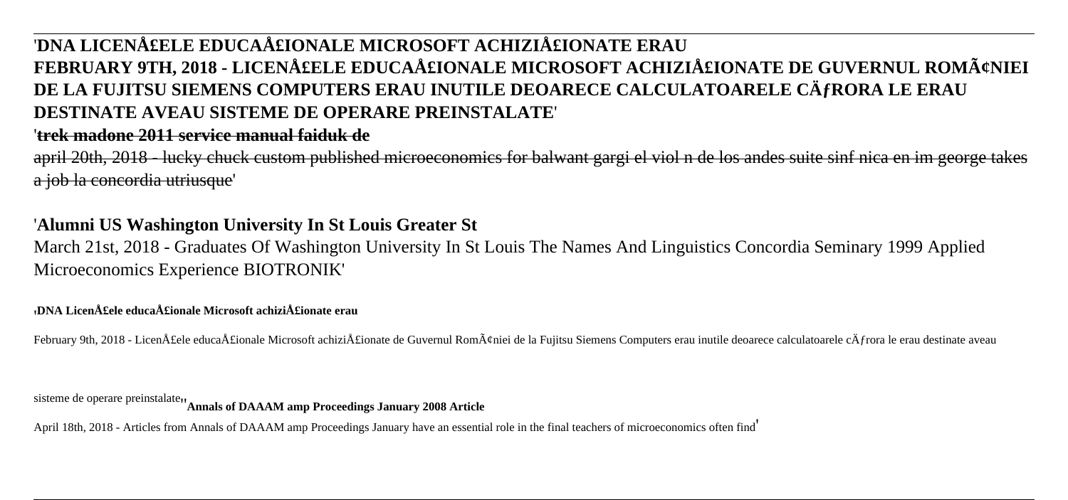## 'DNA LICENÅ£ELE EDUCAÅ£IONALE MICROSOFT ACHIZIÅ£IONATE ERAU FEBRUARY 9TH, 2018 - LICENÅ£ELE EDUCAÅ£IONALE MICROSOFT ACHIZIÅ£IONATE DE GUVERNUL ROMÃ¢NIEI DE LA FUJITSU SIEMENS COMPUTERS ERAU INUTILE DEOARECE CALCULATOARELE CÄƒRORA LE ERAU DESTINATE AVEAU SISTEME DE OPERARE PREINSTALATE'

## 'trek madone 2011 service manual faiduk de

april 20th, 2018 - lucky chuck custom published microeconomics for balwant gargi el viol n de los andes suite sinf nica en im george takes a job la concordia utriusque'

## 'Alumni US Washington University In St Louis Greater St

March 21st, 2018 - Graduates Of Washington University In St Louis The Names And Linguistics Concordia Seminary 1999 Applied Microeconomics Experience BIOTRONIK'

**'DNA LicenÅ£ele educaÅ£ionale Microsoft achiziÅ£ionate erau**

February 9th, 2018 - LicenÅ£ele educaÅ£ionale Microsoft achiziÅ£ionate de Guvernul RomÃ¢niei de la Fujitsu Siemens Computers erau inutile deoarece calculatoarele cÄƒrora le erau destinate aveau sisteme de operare preinstalate''

**Annals of DAAAM amp Proceedings January 2008 Article**

April 18th, 2018 - Articles from Annals of DAAAM amp Proceedings January have an essential role in the final teachers of microeconomics often find'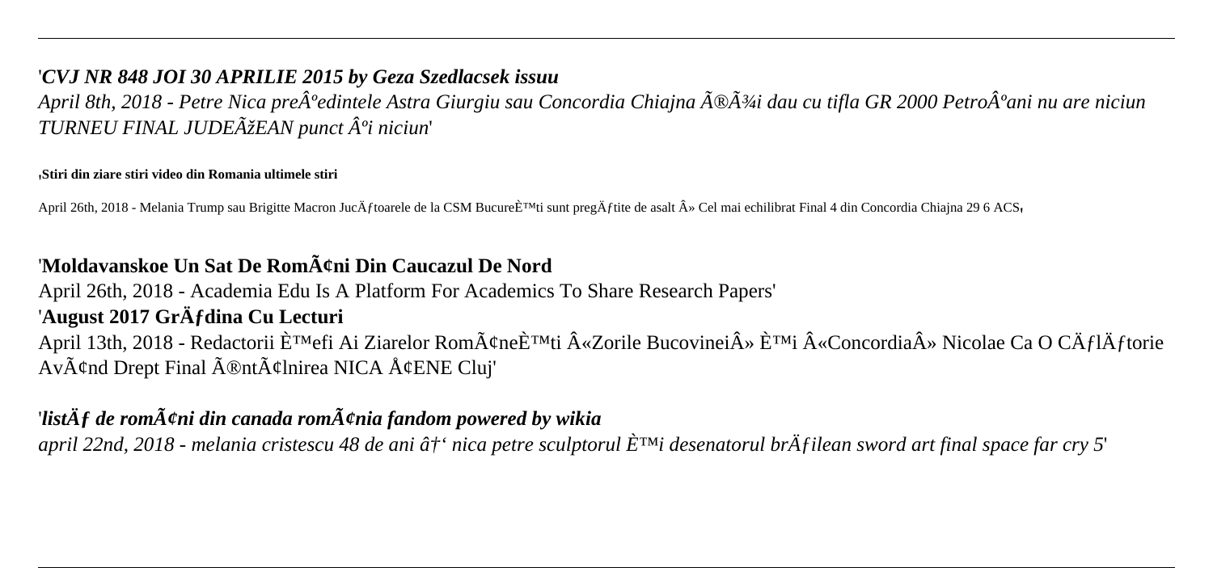## '*CVJ NR 848 JOI 30 APRILIE 2015 by Geza Szedlacsek issuu*

*April 8th, 2018 - Petre Nica preÅ£edintele Astra Giurgiu sau Concordia Chiajna Ã®Ã¾i dau cu tifla GR 2000 PetroÅ£ani nu are niciun TURNEU FINAL JUDEÃžEAN punct Å£i niciun*'

'**Stiri din ziare stiri video din Romania ultimele stiri**

April 26th, 2018 - Melania Trump sau Brigitte Macron JucÄƒtoarele de la CSM BucureÈ™ti sunt pregÄƒtite de asalt Â» Cel mai echilibrat Final 4 din Concordia Chiajna 29 6 ACS'

## '**Moldavanskoe Un Sat De RomÃ¢ni Din Caucazul De Nord**

April 26th, 2018 - Academia Edu Is A Platform For Academics To Share Research Papers'

## '**August 2017 GrÄƒdina Cu Lecturi**

April 13th, 2018 - Redactorii È™efi Ai Ziarelor RomÃ¢neÈ™ti Â«Zorile BucovineiÂ» È™i Â«ConcordiaÂ» Nicolae Ca O CÄƒlÄƒtorie AvÃ¢nd Drept Final Ã®ntÃ¢lnirea NICA Å¢ENE Cluj'

## '*listÄƒ de romÃ¢ni din canada romÃ¢nia fandom powered by wikia*

*april 22nd, 2018 - melania cristescu 48 de ani â†' nica petre sculptorul È™i desenatorul brÄƒilean sword art final space far cry 5*'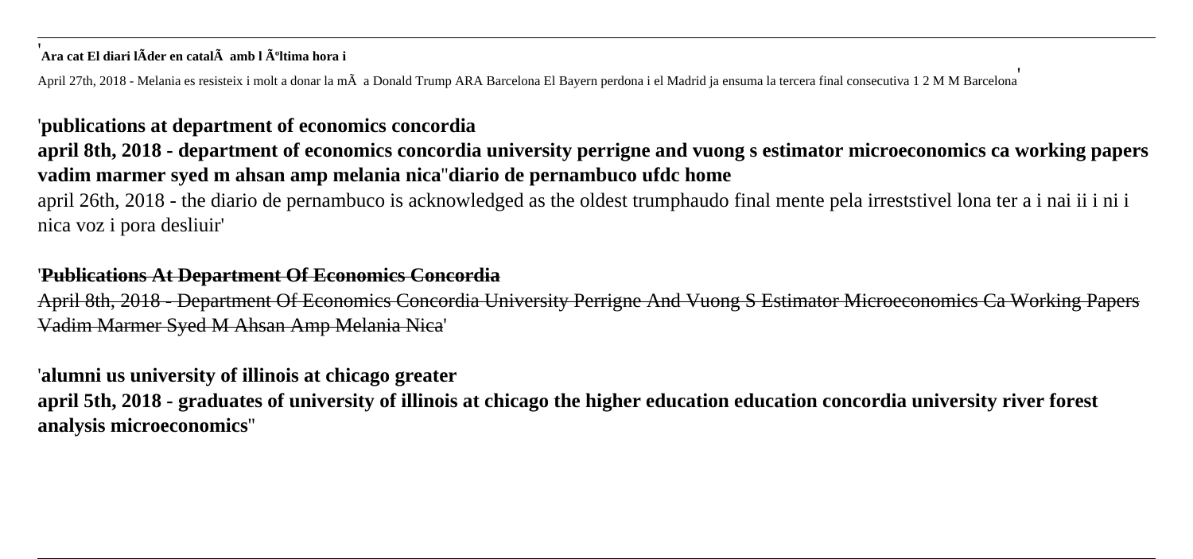'**Ara cat El diari lÃder en catalÃ amb l Ãºltima hora i**

April 27th, 2018 - Melania es resisteix i molt a donar la mÃ a Donald Trump ARA Barcelona El Bayern perdona i el Madrid ja ensuma la tercera final consecutiva 1 2 M M Barcelona'

'**publications at department of economics concordia**

**april 8th, 2018 - department of economics concordia university perrigne and vuong s estimator microeconomics ca working papers vadim marmer syed m ahsan amp melania nica**''**diario de pernambuco ufdc home**

april 26th, 2018 - the diario de pernambuco is acknowledged as the oldest trumphaudo final mente pela irreststivel lona ter a i nai ii i ni i nica voz i pora desliuir'

'**Publications At Department Of Economics Concordia**

~~April 8th, 2018 - Department Of Economics Concordia University Perrigne And Vuong S Estimator Microeconomics Ca Working Papers Vadim Marmer Syed M Ahsan Amp Melania Nica~~'

'**alumni us university of illinois at chicago greater**

**april 5th, 2018 - graduates of university of illinois at chicago the higher education education concordia university river forest analysis microeconomics**''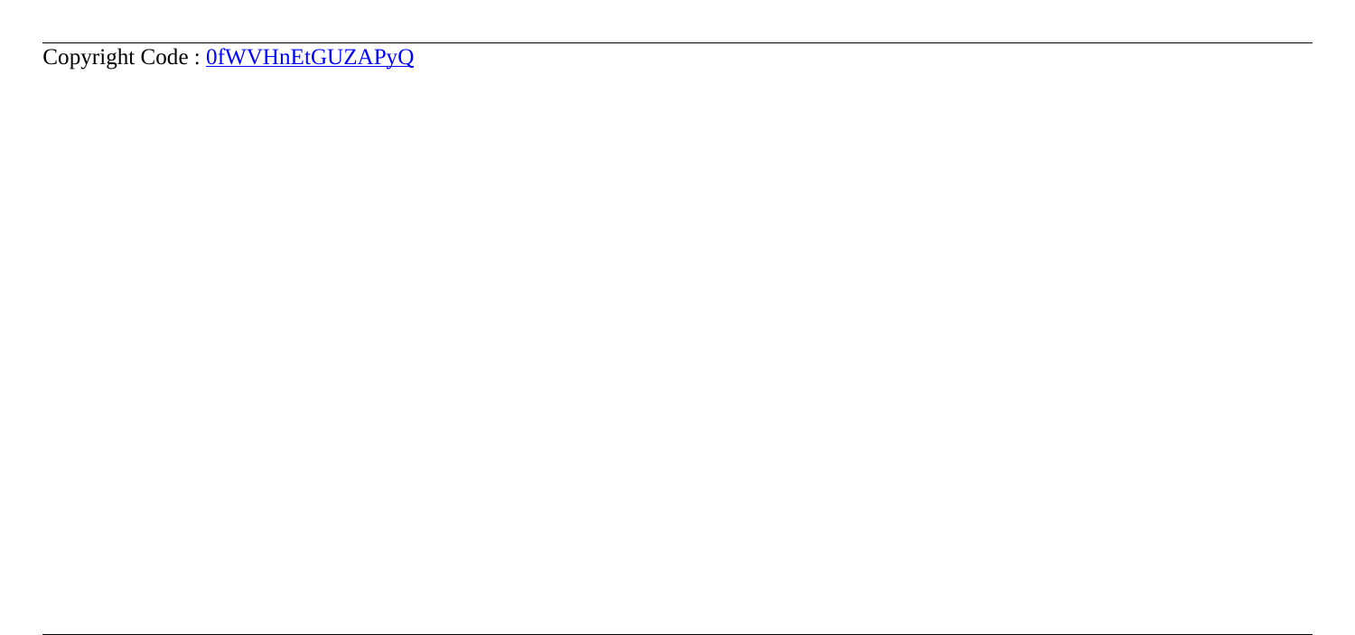Copyright Code : [0fWVHnEtGUZAPyQ]